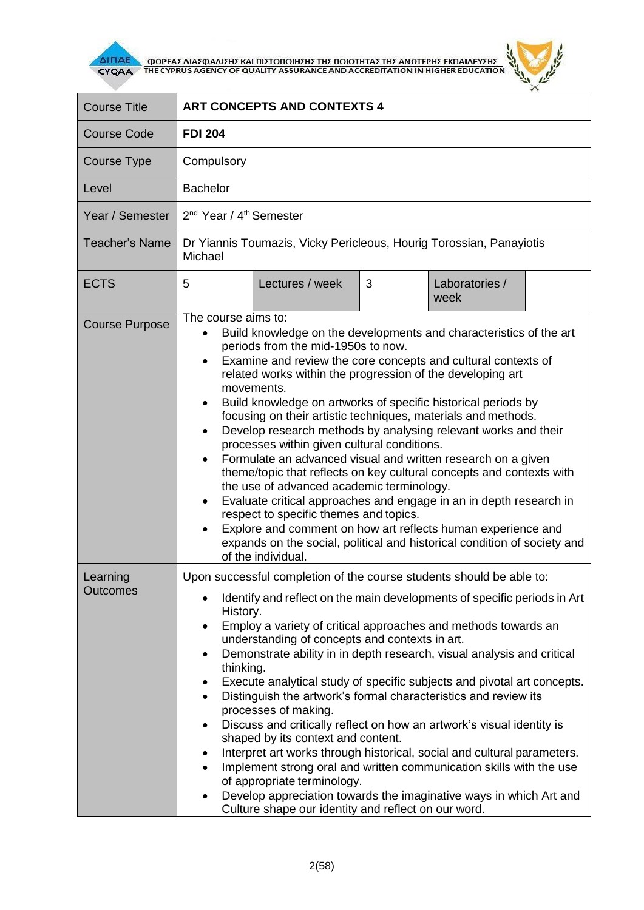| Course Title | **ART CONCEPTS AND CONTEXTS 4** | | | | |
|---|---|---|---|---|---|
| Course Code | **FDI 204** | | | | |
| Course Type | Compulsory | | | | |
| Level | Bachelor | | | | |
| Year / Semester | 2nd Year / 4th Semester | | | | |
| Teacher's Name | Dr Yiannis Toumazis, Vicky Pericleous, Hourig Torossian, Panayiotis Michael | | | | |
| ECTS | 5 | Lectures / week | 3 | Laboratories / week | |
| Course Purpose | The course aims to:<br>• Build knowledge on the developments and characteristics of the art periods from the mid-1950s to now.<br>• Examine and review the core concepts and cultural contexts of related works within the progression of the developing art movements.<br>• Build knowledge on artworks of specific historical periods by focusing on their artistic techniques, materials and methods.<br>• Develop research methods by analysing relevant works and their processes within given cultural conditions.<br>• Formulate an advanced visual and written research on a given theme/topic that reflects on key cultural concepts and contexts with the use of advanced academic terminology.<br>• Evaluate critical approaches and engage in an in depth research in respect to specific themes and topics.<br>• Explore and comment on how art reflects human experience and expands on the social, political and historical condition of society and of the individual. | | | | |
| Learning Outcomes | Upon successful completion of the course students should be able to:<br>• Identify and reflect on the main developments of specific periods in Art History.<br>• Employ a variety of critical approaches and methods towards an understanding of concepts and contexts in art.<br>• Demonstrate ability in in depth research, visual analysis and critical thinking.<br>• Execute analytical study of specific subjects and pivotal art concepts.<br>• Distinguish the artwork's formal characteristics and review its processes of making.<br>• Discuss and critically reflect on how an artwork's visual identity is shaped by its context and content.<br>• Interpret art works through historical, social and cultural parameters.<br>• Implement strong oral and written communication skills with the use of appropriate terminology.<br>• Develop appreciation towards the imaginative ways in which Art and Culture shape our identity and reflect on our word. | | | | |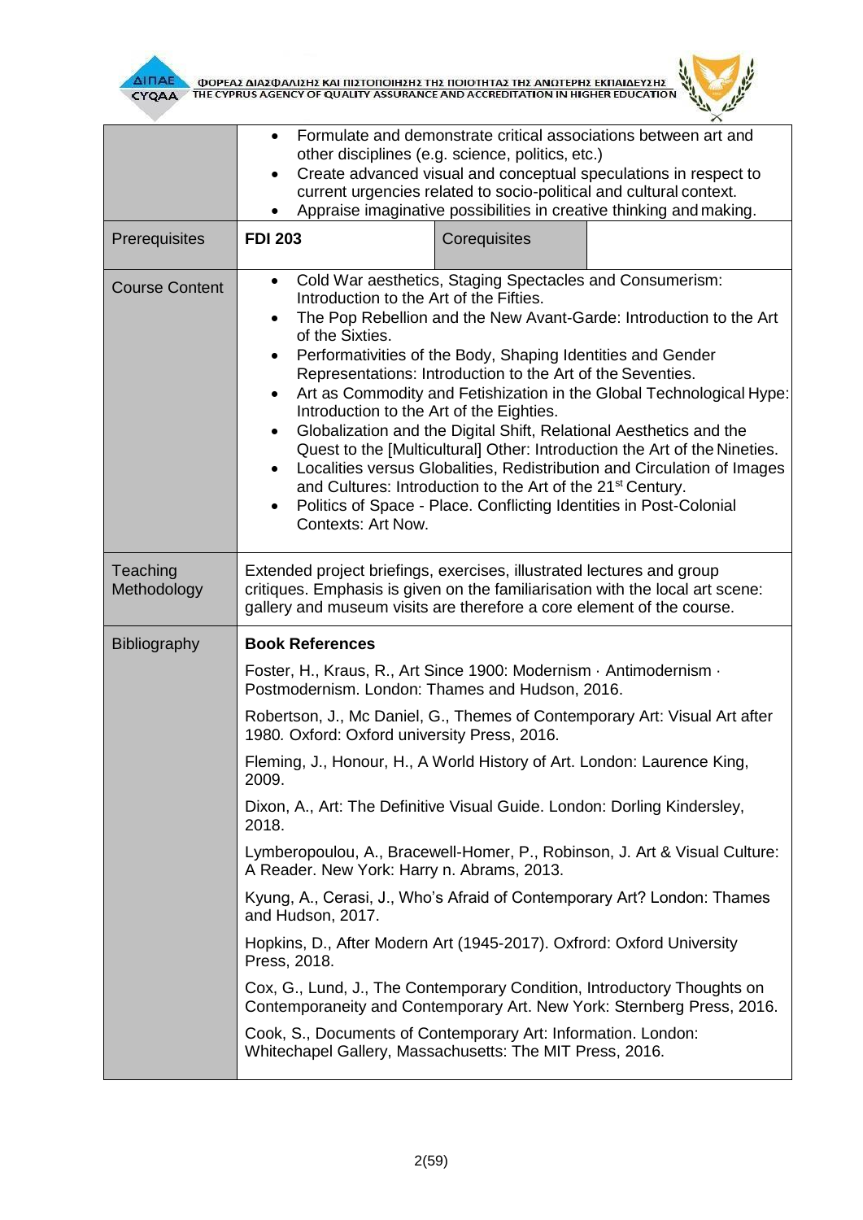| | |
|---|---|
| | • Formulate and demonstrate critical associations between art and other disciplines (e.g. science, politics, etc.)<br>• Create advanced visual and conceptual speculations in respect to current urgencies related to socio-political and cultural context.<br>• Appraise imaginative possibilities in creative thinking and making. |
| Prerequisites | **FDI 203** &#124; Corequisites &#124; |
| Course Content | • Cold War aesthetics, Staging Spectacles and Consumerism: Introduction to the Art of the Fifties.<br>• The Pop Rebellion and the New Avant-Garde: Introduction to the Art of the Sixties.<br>• Performativities of the Body, Shaping Identities and Gender Representations: Introduction to the Art of the Seventies.<br>• Art as Commodity and Fetishization in the Global Technological Hype: Introduction to the Art of the Eighties.<br>• Globalization and the Digital Shift, Relational Aesthetics and the Quest to the [Multicultural] Other: Introduction the Art of the Nineties.<br>• Localities versus Globalities, Redistribution and Circulation of Images and Cultures: Introduction to the Art of the 21st Century.<br>• Politics of Space - Place. Conflicting Identities in Post-Colonial Contexts: Art Now. |
| Teaching Methodology | Extended project briefings, exercises, illustrated lectures and group critiques. Emphasis is given on the familiarisation with the local art scene: gallery and museum visits are therefore a core element of the course. |
| Bibliography | **Book References**<br><br>Foster, H., Kraus, R., Art Since 1900: Modernism · Antimodernism · Postmodernism. London: Thames and Hudson, 2016.<br><br>Robertson, J., Mc Daniel, G., Themes of Contemporary Art: Visual Art after 1980. Oxford: Oxford university Press, 2016.<br><br>Fleming, J., Honour, H., A World History of Art. London: Laurence King, 2009.<br><br>Dixon, A., Art: The Definitive Visual Guide. London: Dorling Kindersley, 2018.<br><br>Lymberopoulou, A., Bracewell-Homer, P., Robinson, J. Art & Visual Culture: A Reader. New York: Harry n. Abrams, 2013.<br><br>Kyung, A., Cerasi, J., Who's Afraid of Contemporary Art? London: Thames and Hudson, 2017.<br><br>Hopkins, D., After Modern Art (1945-2017). Oxfrord: Oxford University Press, 2018.<br><br>Cox, G., Lund, J., The Contemporary Condition, Introductory Thoughts on Contemporaneity and Contemporary Art. New York: Sternberg Press, 2016.<br><br>Cook, S., Documents of Contemporary Art: Information. London: Whitechapel Gallery, Massachusetts: The MIT Press, 2016. |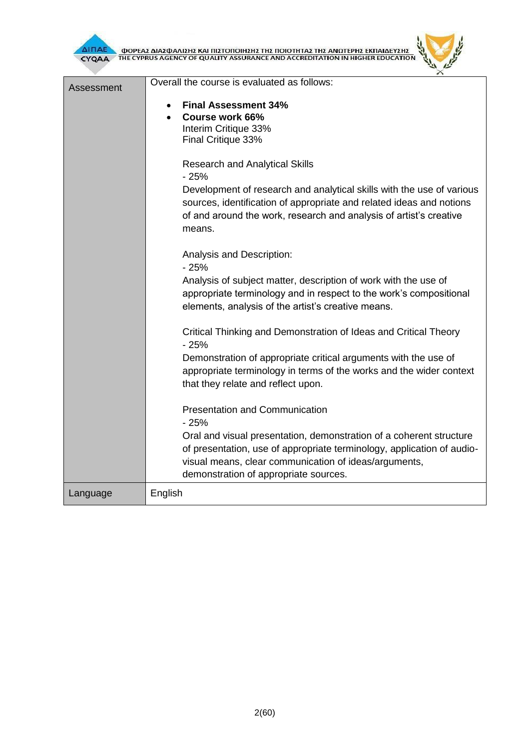| | |
|---|---|
| Assessment | Overall the course is evaluated as follows:<br><br>• **Final Assessment 34%**<br>• **Course work 66%**<br>Interim Critique 33%<br>Final Critique 33%<br><br>Research and Analytical Skills<br>- 25%<br>Development of research and analytical skills with the use of various sources, identification of appropriate and related ideas and notions of and around the work, research and analysis of artist's creative means.<br><br>Analysis and Description:<br>- 25%<br>Analysis of subject matter, description of work with the use of appropriate terminology and in respect to the work's compositional elements, analysis of the artist's creative means.<br><br>Critical Thinking and Demonstration of Ideas and Critical Theory<br>- 25%<br>Demonstration of appropriate critical arguments with the use of appropriate terminology in terms of the works and the wider context that they relate and reflect upon.<br><br>Presentation and Communication<br>- 25%<br>Oral and visual presentation, demonstration of a coherent structure of presentation, use of appropriate terminology, application of audio-visual means, clear communication of ideas/arguments, demonstration of appropriate sources. |
| Language | English |